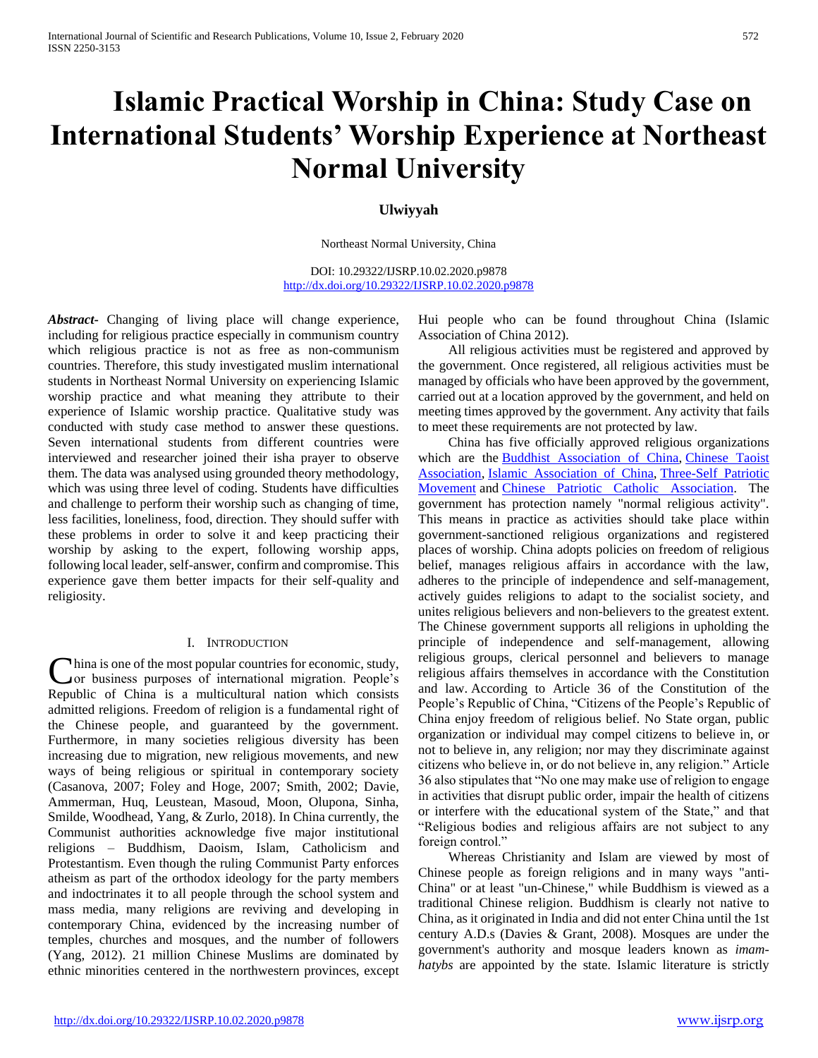# Islamic Practical Worship in China: Study Case on International Students' Worship Experience at Northeast Normal University

**Ulwiyyah**

Northeast Normal University, China

DOI: 10.29322/IJSRP.10.02.2020.p9878
http://dx.doi.org/10.29322/IJSRP.10.02.2020.p9878

***Abstract*-** Changing of living place will change experience, including for religious practice especially in communism country which religious practice is not as free as non-communism countries. Therefore, this study investigated muslim international students in Northeast Normal University on experiencing Islamic worship practice and what meaning they attribute to their experience of Islamic worship practice. Qualitative study was conducted with study case method to answer these questions. Seven international students from different countries were interviewed and researcher joined their isha prayer to observe them. The data was analysed using grounded theory methodology, which was using three level of coding. Students have difficulties and challenge to perform their worship such as changing of time, less facilities, loneliness, food, direction. They should suffer with these problems in order to solve it and keep practicing their worship by asking to the expert, following worship apps, following local leader, self-answer, confirm and compromise. This experience gave them better impacts for their self-quality and religiosity.

## I. Introduction

China is one of the most popular countries for economic, study, or business purposes of international migration. People's Republic of China is a multicultural nation which consists admitted religions. Freedom of religion is a fundamental right of the Chinese people, and guaranteed by the government. Furthermore, in many societies religious diversity has been increasing due to migration, new religious movements, and new ways of being religious or spiritual in contemporary society (Casanova, 2007; Foley and Hoge, 2007; Smith, 2002; Davie, Ammerman, Huq, Leustean, Masoud, Moon, Olupona, Sinha, Smilde, Woodhead, Yang, & Zurlo, 2018). In China currently, the Communist authorities acknowledge five major institutional religions – Buddhism, Daoism, Islam, Catholicism and Protestantism. Even though the ruling Communist Party enforces atheism as part of the orthodox ideology for the party members and indoctrinates it to all people through the school system and mass media, many religions are reviving and developing in contemporary China, evidenced by the increasing number of temples, churches and mosques, and the number of followers (Yang, 2012). 21 million Chinese Muslims are dominated by ethnic minorities centered in the northwestern provinces, except Hui people who can be found throughout China (Islamic Association of China 2012).

All religious activities must be registered and approved by the government. Once registered, all religious activities must be managed by officials who have been approved by the government, carried out at a location approved by the government, and held on meeting times approved by the government. Any activity that fails to meet these requirements are not protected by law.

China has five officially approved religious organizations which are the Buddhist Association of China, Chinese Taoist Association, Islamic Association of China, Three-Self Patriotic Movement and Chinese Patriotic Catholic Association. The government has protection namely "normal religious activity". This means in practice as activities should take place within government-sanctioned religious organizations and registered places of worship. China adopts policies on freedom of religious belief, manages religious affairs in accordance with the law, adheres to the principle of independence and self-management, actively guides religions to adapt to the socialist society, and unites religious believers and non-believers to the greatest extent. The Chinese government supports all religions in upholding the principle of independence and self-management, allowing religious groups, clerical personnel and believers to manage religious affairs themselves in accordance with the Constitution and law. According to Article 36 of the Constitution of the People's Republic of China, "Citizens of the People's Republic of China enjoy freedom of religious belief. No State organ, public organization or individual may compel citizens to believe in, or not to believe in, any religion; nor may they discriminate against citizens who believe in, or do not believe in, any religion." Article 36 also stipulates that "No one may make use of religion to engage in activities that disrupt public order, impair the health of citizens or interfere with the educational system of the State," and that "Religious bodies and religious affairs are not subject to any foreign control."

Whereas Christianity and Islam are viewed by most of Chinese people as foreign religions and in many ways "anti-China" or at least "un-Chinese," while Buddhism is viewed as a traditional Chinese religion. Buddhism is clearly not native to China, as it originated in India and did not enter China until the 1st century A.D.s (Davies & Grant, 2008). Mosques are under the government's authority and mosque leaders known as *imam-hatybs* are appointed by the state. Islamic literature is strictly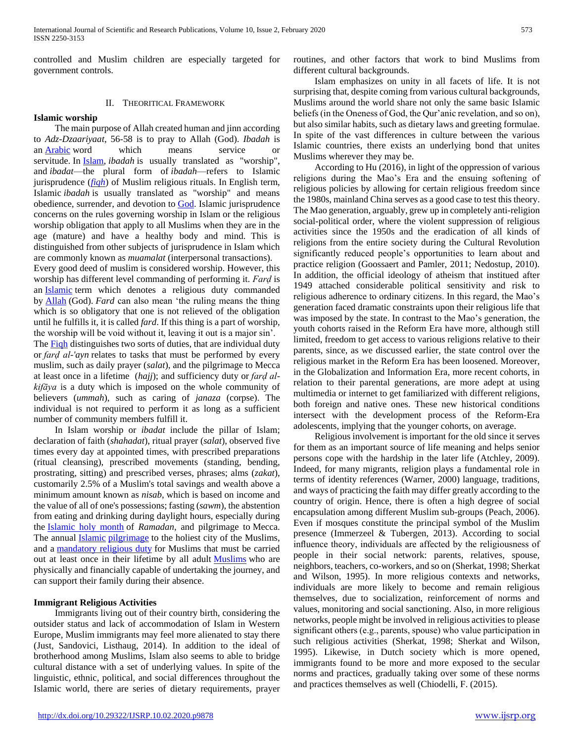controlled and Muslim children are especially targeted for government controls.

## II. Theoritical Framework

### Islamic worship

The main purpose of Allah created human and jinn according to *Adz-Dzaariyaat*, 56-58 is to pray to Allah (God). *Ibadah* is an Arabic word which means service or servitude. In Islam, *ibadah* is usually translated as "worship", and *ibadat*—the plural form of *ibadah*—refers to Islamic jurisprudence (*fiqh*) of Muslim religious rituals. In English term, Islamic *ibadah* is usually translated as "worship" and means obedience, surrender, and devotion to God. Islamic jurisprudence concerns on the rules governing worship in Islam or the religious worship obligation that apply to all Muslims when they are in the age (mature) and have a healthy body and mind. This is distinguished from other subjects of jurisprudence in Islam which are commonly known as *muamalat* (interpersonal transactions).

Every good deed of muslim is considered worship. However, this worship has different level commanding of performing it. *Farḍ* is an Islamic term which denotes a religious duty commanded by Allah (God). *Fard* can also mean 'the ruling means the thing which is so obligatory that one is not relieved of the obligation until he fulfills it, it is called *fard*. If this thing is a part of worship, the worship will be void without it, leaving it out is a major sin'.

The Fiqh distinguishes two sorts of duties, that are individual duty or *farḍ al-'ayn* relates to tasks that must be performed by every muslim, such as daily prayer (*salat*), and the pilgrimage to Mecca at least once in a lifetime (*hajj*); and sufficiency duty or *farḍ al-kifāya* is a duty which is imposed on the whole community of believers (*ummah*), such as caring of *janaza* (corpse). The individual is not required to perform it as long as a sufficient number of community members fulfill it.

In Islam worship or *ibadat* include the pillar of Islam; declaration of faith (*shahadat*), ritual prayer (*salat*), observed five times every day at appointed times, with prescribed preparations (ritual cleansing), prescribed movements (standing, bending, prostrating, sitting) and prescribed verses, phrases; alms (*zakat*), customarily 2.5% of a Muslim's total savings and wealth above a minimum amount known as *nisab*, which is based on income and the value of all of one's possessions; fasting (*sawm*), the abstention from eating and drinking during daylight hours, especially during the Islamic holy month of *Ramadan*, and pilgrimage to Mecca. The annual Islamic pilgrimage to the holiest city of the Muslims, and a mandatory religious duty for Muslims that must be carried out at least once in their lifetime by all adult Muslims who are physically and financially capable of undertaking the journey, and can support their family during their absence.

### Immigrant Religious Activities

Immigrants living out of their country birth, considering the outsider status and lack of accommodation of Islam in Western Europe, Muslim immigrants may feel more alienated to stay there (Just, Sandovici, Listhaug, 2014). In addition to the ideal of brotherhood among Muslims, Islam also seems to able to bridge cultural distance with a set of underlying values. In spite of the linguistic, ethnic, political, and social differences throughout the Islamic world, there are series of dietary requirements, prayer routines, and other factors that work to bind Muslims from different cultural backgrounds.

Islam emphasizes on unity in all facets of life. It is not surprising that, despite coming from various cultural backgrounds, Muslims around the world share not only the same basic Islamic beliefs (in the Oneness of God, the Qur'anic revelation, and so on), but also similar habits, such as dietary laws and greeting formulae. In spite of the vast differences in culture between the various Islamic countries, there exists an underlying bond that unites Muslims wherever they may be.

According to Hu (2016), in light of the oppression of various religions during the Mao's Era and the ensuing softening of religious policies by allowing for certain religious freedom since the 1980s, mainland China serves as a good case to test this theory. The Mao generation, arguably, grew up in completely anti-religion social-political order, where the violent suppression of religious activities since the 1950s and the eradication of all kinds of religions from the entire society during the Cultural Revolution significantly reduced people's opportunities to learn about and practice religion (Goossaert and Pamler, 2011; Nedostup, 2010). In addition, the official ideology of atheism that instituted after 1949 attached considerable political sensitivity and risk to religious adherence to ordinary citizens. In this regard, the Mao's generation faced dramatic constraints upon their religious life that was imposed by the state. In contrast to the Mao's generation, the youth cohorts raised in the Reform Era have more, although still limited, freedom to get access to various religions relative to their parents, since, as we discussed earlier, the state control over the religious market in the Reform Era has been loosened. Moreover, in the Globalization and Information Era, more recent cohorts, in relation to their parental generations, are more adept at using multimedia or internet to get familiarized with different religions, both foreign and native ones. These new historical conditions intersect with the development process of the Reform-Era adolescents, implying that the younger cohorts, on average.

Religious involvement is important for the old since it serves for them as an important source of life meaning and helps senior persons cope with the hardship in the later life (Atchley, 2009). Indeed, for many migrants, religion plays a fundamental role in terms of identity references (Warner, 2000) language, traditions, and ways of practicing the faith may differ greatly according to the country of origin. Hence, there is often a high degree of social encapsulation among different Muslim sub-groups (Peach, 2006). Even if mosques constitute the principal symbol of the Muslim presence (Immerzeel & Tubergen, 2013). According to social influence theory, individuals are affected by the religiousness of people in their social network: parents, relatives, spouse, neighbors, teachers, co-workers, and so on (Sherkat, 1998; Sherkat and Wilson, 1995). In more religious contexts and networks, individuals are more likely to become and remain religious themselves, due to socialization, reinforcement of norms and values, monitoring and social sanctioning. Also, in more religious networks, people might be involved in religious activities to please significant others (e.g., parents, spouse) who value participation in such religious activities (Sherkat, 1998; Sherkat and Wilson, 1995). Likewise, in Dutch society which is more opened, immigrants found to be more and more exposed to the secular norms and practices, gradually taking over some of these norms and practices themselves as well (Chiodelli, F. (2015).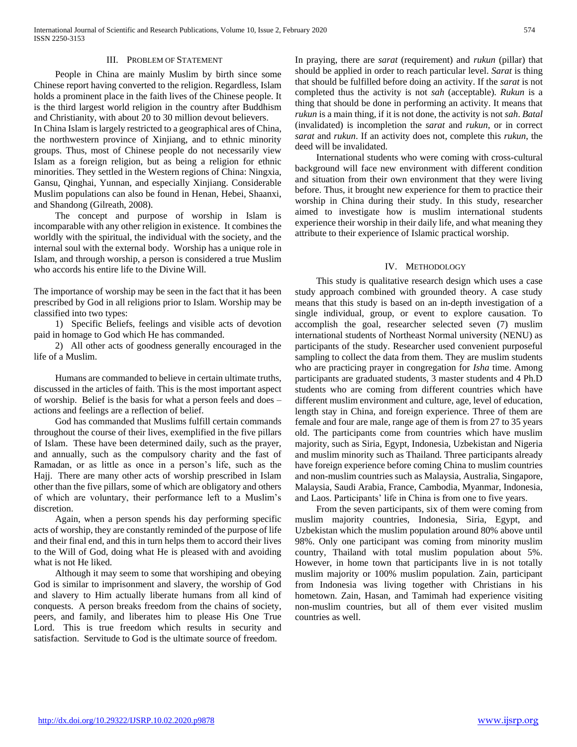## III. Problem of Statement

People in China are mainly Muslim by birth since some Chinese report having converted to the religion. Regardless, Islam holds a prominent place in the faith lives of the Chinese people. It is the third largest world religion in the country after Buddhism and Christianity, with about 20 to 30 million devout believers.

In China Islam is largely restricted to a geographical ares of China, the northwestern province of Xinjiang, and to ethnic minority groups. Thus, most of Chinese people do not necessarily view Islam as a foreign religion, but as being a religion for ethnic minorities. They settled in the Western regions of China: Ningxia, Gansu, Qinghai, Yunnan, and especially Xinjiang. Considerable Muslim populations can also be found in Henan, Hebei, Shaanxi, and Shandong (Gilreath, 2008).

The concept and purpose of worship in Islam is incomparable with any other religion in existence. It combines the worldly with the spiritual, the individual with the society, and the internal soul with the external body. Worship has a unique role in Islam, and through worship, a person is considered a true Muslim who accords his entire life to the Divine Will.

The importance of worship may be seen in the fact that it has been prescribed by God in all religions prior to Islam. Worship may be classified into two types:

1) Specific Beliefs, feelings and visible acts of devotion paid in homage to God which He has commanded.

2) All other acts of goodness generally encouraged in the life of a Muslim.

Humans are commanded to believe in certain ultimate truths, discussed in the articles of faith. This is the most important aspect of worship. Belief is the basis for what a person feels and does – actions and feelings are a reflection of belief.

God has commanded that Muslims fulfill certain commands throughout the course of their lives, exemplified in the five pillars of Islam. These have been determined daily, such as the prayer, and annually, such as the compulsory charity and the fast of Ramadan, or as little as once in a person's life, such as the Hajj. There are many other acts of worship prescribed in Islam other than the five pillars, some of which are obligatory and others of which are voluntary, their performance left to a Muslim's discretion.

Again, when a person spends his day performing specific acts of worship, they are constantly reminded of the purpose of life and their final end, and this in turn helps them to accord their lives to the Will of God, doing what He is pleased with and avoiding what is not He liked.

Although it may seem to some that worshiping and obeying God is similar to imprisonment and slavery, the worship of God and slavery to Him actually liberate humans from all kind of conquests. A person breaks freedom from the chains of society, peers, and family, and liberates him to please His One True Lord. This is true freedom which results in security and satisfaction. Servitude to God is the ultimate source of freedom.

In praying, there are *sarat* (requirement) and *rukun* (pillar) that should be applied in order to reach particular level. *Sarat* is thing that should be fulfilled before doing an activity. If the *sarat* is not completed thus the activity is not *sah* (acceptable). *Rukun* is a thing that should be done in performing an activity. It means that *rukun* is a main thing, if it is not done, the activity is not *sah*. *Batal* (invalidated) is incompletion the *sarat* and *rukun*, or in correct *sarat* and *rukun*. If an activity does not, complete this *rukun*, the deed will be invalidated.

International students who were coming with cross-cultural background will face new environment with different condition and situation from their own environment that they were living before. Thus, it brought new experience for them to practice their worship in China during their study. In this study, researcher aimed to investigate how is muslim international students experience their worship in their daily life, and what meaning they attribute to their experience of Islamic practical worship.

## IV. Methodology

This study is qualitative research design which uses a case study approach combined with grounded theory. A case study means that this study is based on an in-depth investigation of a single individual, group, or event to explore causation. To accomplish the goal, researcher selected seven (7) muslim international students of Northeast Normal university (NENU) as participants of the study. Researcher used convenient purposeful sampling to collect the data from them. They are muslim students who are practicing prayer in congregation for *Isha* time. Among participants are graduated students, 3 master students and 4 Ph.D students who are coming from different countries which have different muslim environment and culture, age, level of education, length stay in China, and foreign experience. Three of them are female and four are male, range age of them is from 27 to 35 years old. The participants come from countries which have muslim majority, such as Siria, Egypt, Indonesia, Uzbekistan and Nigeria and muslim minority such as Thailand. Three participants already have foreign experience before coming China to muslim countries and non-muslim countries such as Malaysia, Australia, Singapore, Malaysia, Saudi Arabia, France, Cambodia, Myanmar, Indonesia, and Laos. Participants' life in China is from one to five years.

From the seven participants, six of them were coming from muslim majority countries, Indonesia, Siria, Egypt, and Uzbekistan which the muslim population around 80% above until 98%. Only one participant was coming from minority muslim country, Thailand with total muslim population about 5%. However, in home town that participants live in is not totally muslim majority or 100% muslim population. Zain, participant from Indonesia was living together with Christians in his hometown. Zain, Hasan, and Tamimah had experience visiting non-muslim countries, but all of them ever visited muslim countries as well.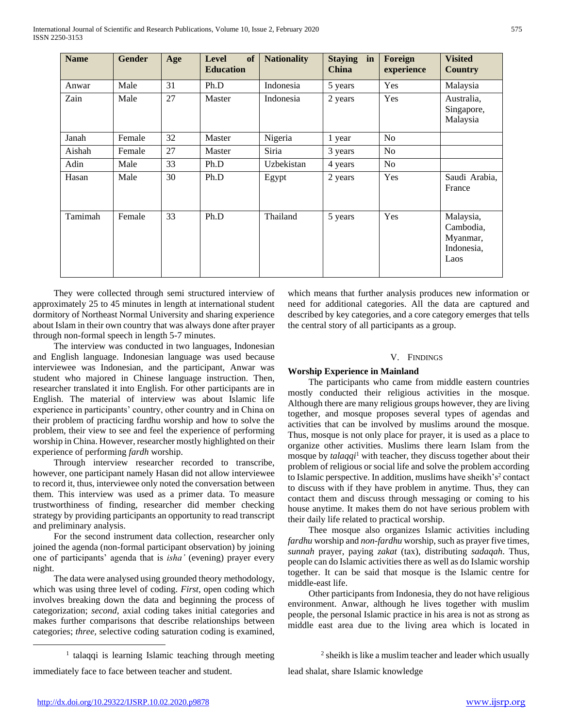| Name | Gender | Age | Level of Education | Nationality | Staying in China | Foreign experience | Visited Country |
|---|---|---|---|---|---|---|---|
| Anwar | Male | 31 | Ph.D | Indonesia | 5 years | Yes | Malaysia |
| Zain | Male | 27 | Master | Indonesia | 2 years | Yes | Australia, Singapore, Malaysia |
| Janah | Female | 32 | Master | Nigeria | 1 year | No | |
| Aishah | Female | 27 | Master | Siria | 3 years | No | |
| Adin | Male | 33 | Ph.D | Uzbekistan | 4 years | No | |
| Hasan | Male | 30 | Ph.D | Egypt | 2 years | Yes | Saudi Arabia, France |
| Tamimah | Female | 33 | Ph.D | Thailand | 5 years | Yes | Malaysia, Cambodia, Myanmar, Indonesia, Laos |

They were collected through semi structured interview of approximately 25 to 45 minutes in length at international student dormitory of Northeast Normal University and sharing experience about Islam in their own country that was always done after prayer through non-formal speech in length 5-7 minutes.

The interview was conducted in two languages, Indonesian and English language. Indonesian language was used because interviewee was Indonesian, and the participant, Anwar was student who majored in Chinese language instruction. Then, researcher translated it into English. For other participants are in English. The material of interview was about Islamic life experience in participants' country, other country and in China on their problem of practicing fardhu worship and how to solve the problem, their view to see and feel the experience of performing worship in China. However, researcher mostly highlighted on their experience of performing *fardh* worship.

Through interview researcher recorded to transcribe, however, one participant namely Hasan did not allow interviewee to record it, thus, interviewee only noted the conversation between them. This interview was used as a primer data. To measure trustworthiness of finding, researcher did member checking strategy by providing participants an opportunity to read transcript and preliminary analysis.

For the second instrument data collection, researcher only joined the agenda (non-formal participant observation) by joining one of participants' agenda that is *isha'* (evening) prayer every night.

The data were analysed using grounded theory methodology, which was using three level of coding. *First,* open coding which involves breaking down the data and beginning the process of categorization; *second,* axial coding takes initial categories and makes further comparisons that describe relationships between categories; *three,* selective coding saturation coding is examined, which means that further analysis produces new information or need for additional categories. All the data are captured and described by key categories, and a core category emerges that tells the central story of all participants as a group.

## V. Findings

### Worship Experience in Mainland

The participants who came from middle eastern countries mostly conducted their religious activities in the mosque. Although there are many religious groups however, they are living together, and mosque proposes several types of agendas and activities that can be involved by muslims around the mosque. Thus, mosque is not only place for prayer, it is used as a place to organize other activities. Muslims there learn Islam from the mosque by *talaqqi*[1] with teacher, they discuss together about their problem of religious or social life and solve the problem according to Islamic perspective. In addition, muslims have sheikh's[2] contact to discuss with if they have problem in anytime. Thus, they can contact them and discuss through messaging or coming to his house anytime. It makes them do not have serious problem with their daily life related to practical worship.

Thee mosque also organizes Islamic activities including *fardhu* worship and *non-fardhu* worship, such as prayer five times, *sunnah* prayer, paying *zakat* (tax), distributing *sadaqah*. Thus, people can do Islamic activities there as well as do Islamic worship together. It can be said that mosque is the Islamic centre for middle-east life.

Other participants from Indonesia, they do not have religious environment. Anwar, although he lives together with muslim people, the personal Islamic practice in his area is not as strong as middle east area due to the living area which is located in

[1] talaqqi is learning Islamic teaching through meeting immediately face to face between teacher and student.

[2] sheikh is like a muslim teacher and leader which usually lead shalat, share Islamic knowledge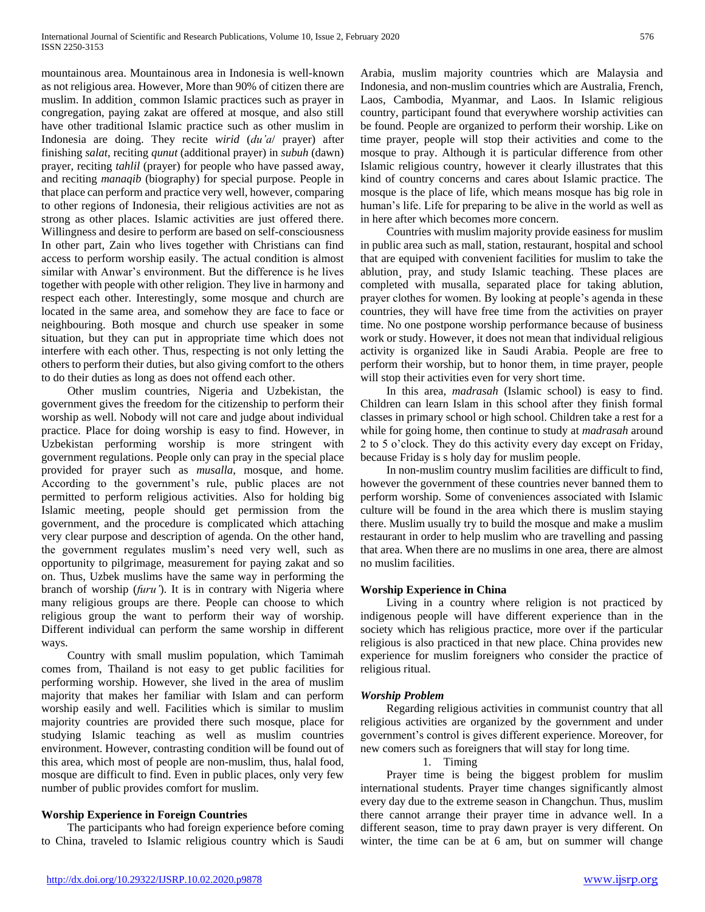mountainous area. Mountainous area in Indonesia is well-known as not religious area. However, More than 90% of citizen there are muslim. In addition¸ common Islamic practices such as prayer in congregation, paying zakat are offered at mosque, and also still have other traditional Islamic practice such as other muslim in Indonesia are doing. They recite *wirid* (*du'a*/ prayer) after finishing *salat*, reciting *qunut* (additional prayer) in *subuh* (dawn) prayer, reciting *tahlil* (prayer) for people who have passed away, and reciting *manaqib* (biography) for special purpose. People in that place can perform and practice very well, however, comparing to other regions of Indonesia, their religious activities are not as strong as other places. Islamic activities are just offered there. Willingness and desire to perform are based on self-consciousness In other part, Zain who lives together with Christians can find access to perform worship easily. The actual condition is almost similar with Anwar's environment. But the difference is he lives together with people with other religion. They live in harmony and respect each other. Interestingly, some mosque and church are located in the same area, and somehow they are face to face or neighbouring. Both mosque and church use speaker in some situation, but they can put in appropriate time which does not interfere with each other. Thus, respecting is not only letting the others to perform their duties, but also giving comfort to the others to do their duties as long as does not offend each other.

Other muslim countries, Nigeria and Uzbekistan, the government gives the freedom for the citizenship to perform their worship as well. Nobody will not care and judge about individual practice. Place for doing worship is easy to find. However, in Uzbekistan performing worship is more stringent with government regulations. People only can pray in the special place provided for prayer such as *musalla*, mosque, and home. According to the government's rule, public places are not permitted to perform religious activities. Also for holding big Islamic meeting, people should get permission from the government, and the procedure is complicated which attaching very clear purpose and description of agenda. On the other hand, the government regulates muslim's need very well, such as opportunity to pilgrimage, measurement for paying zakat and so on. Thus, Uzbek muslims have the same way in performing the branch of worship (*furu'*). It is in contrary with Nigeria where many religious groups are there. People can choose to which religious group the want to perform their way of worship. Different individual can perform the same worship in different ways.

Country with small muslim population, which Tamimah comes from, Thailand is not easy to get public facilities for performing worship. However, she lived in the area of muslim majority that makes her familiar with Islam and can perform worship easily and well. Facilities which is similar to muslim majority countries are provided there such mosque, place for studying Islamic teaching as well as muslim countries environment. However, contrasting condition will be found out of this area, which most of people are non-muslim, thus, halal food, mosque are difficult to find. Even in public places, only very few number of public provides comfort for muslim.

### Worship Experience in Foreign Countries

The participants who had foreign experience before coming to China, traveled to Islamic religious country which is Saudi Arabia, muslim majority countries which are Malaysia and Indonesia, and non-muslim countries which are Australia, French, Laos, Cambodia, Myanmar, and Laos. In Islamic religious country, participant found that everywhere worship activities can be found. People are organized to perform their worship. Like on time prayer, people will stop their activities and come to the mosque to pray. Although it is particular difference from other Islamic religious country, however it clearly illustrates that this kind of country concerns and cares about Islamic practice. The mosque is the place of life, which means mosque has big role in human's life. Life for preparing to be alive in the world as well as in here after which becomes more concern.

Countries with muslim majority provide easiness for muslim in public area such as mall, station, restaurant, hospital and school that are equiped with convenient facilities for muslim to take the ablution¸ pray, and study Islamic teaching. These places are completed with musalla, separated place for taking ablution, prayer clothes for women. By looking at people's agenda in these countries, they will have free time from the activities on prayer time. No one postpone worship performance because of business work or study. However, it does not mean that individual religious activity is organized like in Saudi Arabia. People are free to perform their worship, but to honor them, in time prayer, people will stop their activities even for very short time.

In this area, *madrasah* (Islamic school) is easy to find. Children can learn Islam in this school after they finish formal classes in primary school or high school. Children take a rest for a while for going home, then continue to study at *madrasah* around 2 to 5 o'clock. They do this activity every day except on Friday, because Friday is s holy day for muslim people.

In non-muslim country muslim facilities are difficult to find, however the government of these countries never banned them to perform worship. Some of conveniences associated with Islamic culture will be found in the area which there is muslim staying there. Muslim usually try to build the mosque and make a muslim restaurant in order to help muslim who are travelling and passing that area. When there are no muslims in one area, there are almost no muslim facilities.

### Worship Experience in China

Living in a country where religion is not practiced by indigenous people will have different experience than in the society which has religious practice, more over if the particular religious is also practiced in that new place. China provides new experience for muslim foreigners who consider the practice of religious ritual.

#### *Worship Problem*

Regarding religious activities in communist country that all religious activities are organized by the government and under government's control is gives different experience. Moreover, for new comers such as foreigners that will stay for long time.

1. Timing

Prayer time is being the biggest problem for muslim international students. Prayer time changes significantly almost every day due to the extreme season in Changchun. Thus, muslim there cannot arrange their prayer time in advance well. In a different season, time to pray dawn prayer is very different. On winter, the time can be at 6 am, but on summer will change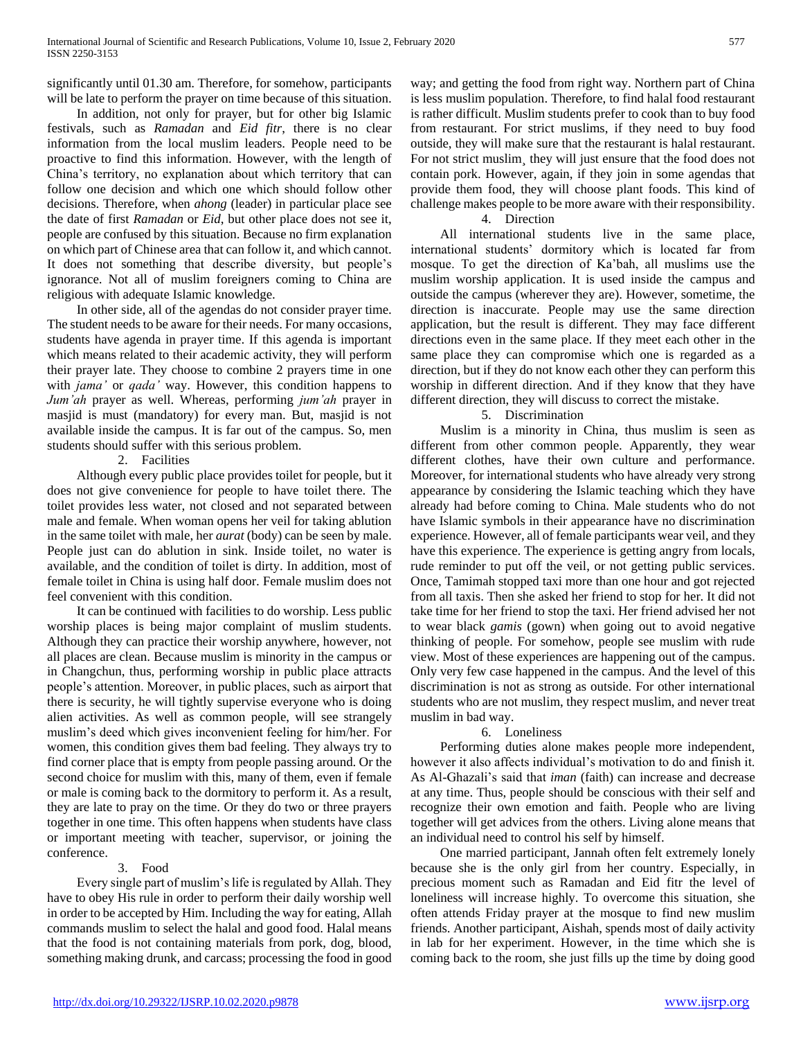significantly until 01.30 am. Therefore, for somehow, participants will be late to perform the prayer on time because of this situation.

In addition, not only for prayer, but for other big Islamic festivals, such as *Ramadan* and *Eid fitr*, there is no clear information from the local muslim leaders. People need to be proactive to find this information. However, with the length of China's territory, no explanation about which territory that can follow one decision and which one which should follow other decisions. Therefore, when *ahong* (leader) in particular place see the date of first *Ramadan* or *Eid*, but other place does not see it, people are confused by this situation. Because no firm explanation on which part of Chinese area that can follow it, and which cannot. It does not something that describe diversity, but people's ignorance. Not all of muslim foreigners coming to China are religious with adequate Islamic knowledge.

In other side, all of the agendas do not consider prayer time. The student needs to be aware for their needs. For many occasions, students have agenda in prayer time. If this agenda is important which means related to their academic activity, they will perform their prayer late. They choose to combine 2 prayers time in one with *jama'* or *qada'* way. However, this condition happens to *Jum'ah* prayer as well. Whereas, performing *jum'ah* prayer in masjid is must (mandatory) for every man. But, masjid is not available inside the campus. It is far out of the campus. So, men students should suffer with this serious problem.

2. Facilities

Although every public place provides toilet for people, but it does not give convenience for people to have toilet there. The toilet provides less water, not closed and not separated between male and female. When woman opens her veil for taking ablution in the same toilet with male, her *aurat* (body) can be seen by male. People just can do ablution in sink. Inside toilet, no water is available, and the condition of toilet is dirty. In addition, most of female toilet in China is using half door. Female muslim does not feel convenient with this condition.

It can be continued with facilities to do worship. Less public worship places is being major complaint of muslim students. Although they can practice their worship anywhere, however, not all places are clean. Because muslim is minority in the campus or in Changchun, thus, performing worship in public place attracts people's attention. Moreover, in public places, such as airport that there is security, he will tightly supervise everyone who is doing alien activities. As well as common people, will see strangely muslim's deed which gives inconvenient feeling for him/her. For women, this condition gives them bad feeling. They always try to find corner place that is empty from people passing around. Or the second choice for muslim with this, many of them, even if female or male is coming back to the dormitory to perform it. As a result, they are late to pray on the time. Or they do two or three prayers together in one time. This often happens when students have class or important meeting with teacher, supervisor, or joining the conference.

3. Food

Every single part of muslim's life is regulated by Allah. They have to obey His rule in order to perform their daily worship well in order to be accepted by Him. Including the way for eating, Allah commands muslim to select the halal and good food. Halal means that the food is not containing materials from pork, dog, blood, something making drunk, and carcass; processing the food in good way; and getting the food from right way. Northern part of China is less muslim population. Therefore, to find halal food restaurant is rather difficult. Muslim students prefer to cook than to buy food from restaurant. For strict muslims, if they need to buy food outside, they will make sure that the restaurant is halal restaurant. For not strict muslim¸ they will just ensure that the food does not contain pork. However, again, if they join in some agendas that provide them food, they will choose plant foods. This kind of challenge makes people to be more aware with their responsibility.

4. Direction

All international students live in the same place, international students' dormitory which is located far from mosque. To get the direction of Ka'bah, all muslims use the muslim worship application. It is used inside the campus and outside the campus (wherever they are). However, sometime, the direction is inaccurate. People may use the same direction application, but the result is different. They may face different directions even in the same place. If they meet each other in the same place they can compromise which one is regarded as a direction, but if they do not know each other they can perform this worship in different direction. And if they know that they have different direction, they will discuss to correct the mistake.

5. Discrimination

Muslim is a minority in China, thus muslim is seen as different from other common people. Apparently, they wear different clothes, have their own culture and performance. Moreover, for international students who have already very strong appearance by considering the Islamic teaching which they have already had before coming to China. Male students who do not have Islamic symbols in their appearance have no discrimination experience. However, all of female participants wear veil, and they have this experience. The experience is getting angry from locals, rude reminder to put off the veil, or not getting public services. Once, Tamimah stopped taxi more than one hour and got rejected from all taxis. Then she asked her friend to stop for her. It did not take time for her friend to stop the taxi. Her friend advised her not to wear black *gamis* (gown) when going out to avoid negative thinking of people. For somehow, people see muslim with rude view. Most of these experiences are happening out of the campus. Only very few case happened in the campus. And the level of this discrimination is not as strong as outside. For other international students who are not muslim, they respect muslim, and never treat muslim in bad way.

6. Loneliness

Performing duties alone makes people more independent, however it also affects individual's motivation to do and finish it. As Al-Ghazali's said that *iman* (faith) can increase and decrease at any time. Thus, people should be conscious with their self and recognize their own emotion and faith. People who are living together will get advices from the others. Living alone means that an individual need to control his self by himself.

One married participant, Jannah often felt extremely lonely because she is the only girl from her country. Especially, in precious moment such as Ramadan and Eid fitr the level of loneliness will increase highly. To overcome this situation, she often attends Friday prayer at the mosque to find new muslim friends. Another participant, Aishah, spends most of daily activity in lab for her experiment. However, in the time which she is coming back to the room, she just fills up the time by doing good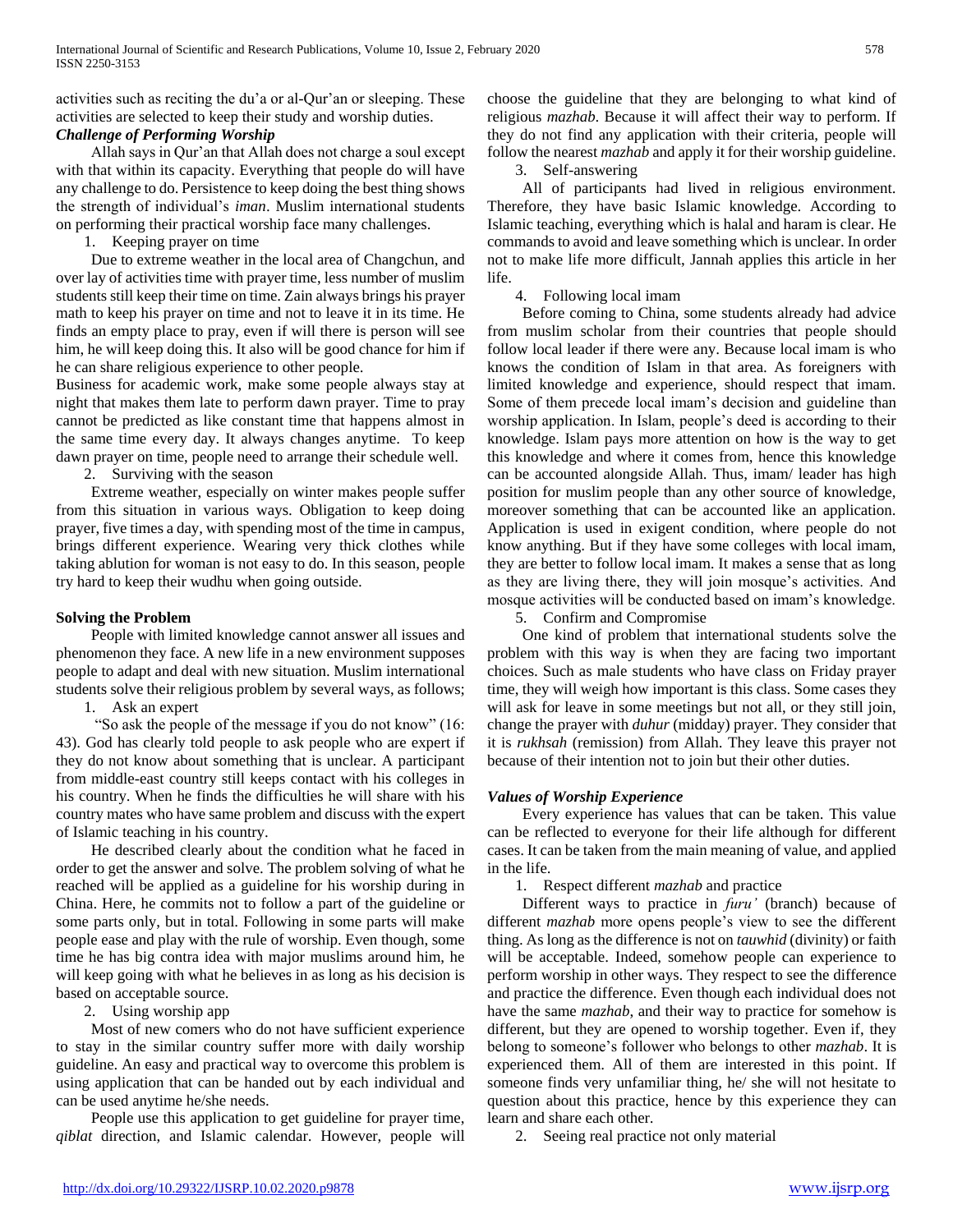activities such as reciting the du'a or al-Qur'an or sleeping. These activities are selected to keep their study and worship duties.

### *Challenge of Performing Worship*

Allah says in Qur'an that Allah does not charge a soul except with that within its capacity. Everything that people do will have any challenge to do. Persistence to keep doing the best thing shows the strength of individual's *iman*. Muslim international students on performing their practical worship face many challenges.

1. Keeping prayer on time

Due to extreme weather in the local area of Changchun, and over lay of activities time with prayer time, less number of muslim students still keep their time on time. Zain always brings his prayer math to keep his prayer on time and not to leave it in its time. He finds an empty place to pray, even if will there is person will see him, he will keep doing this. It also will be good chance for him if he can share religious experience to other people.

Business for academic work, make some people always stay at night that makes them late to perform dawn prayer. Time to pray cannot be predicted as like constant time that happens almost in the same time every day. It always changes anytime. To keep dawn prayer on time, people need to arrange their schedule well.

2. Surviving with the season

Extreme weather, especially on winter makes people suffer from this situation in various ways. Obligation to keep doing prayer, five times a day, with spending most of the time in campus, brings different experience. Wearing very thick clothes while taking ablution for woman is not easy to do. In this season, people try hard to keep their wudhu when going outside.

### **Solving the Problem**

People with limited knowledge cannot answer all issues and phenomenon they face. A new life in a new environment supposes people to adapt and deal with new situation. Muslim international students solve their religious problem by several ways, as follows;

1. Ask an expert

"So ask the people of the message if you do not know" (16: 43). God has clearly told people to ask people who are expert if they do not know about something that is unclear. A participant from middle-east country still keeps contact with his colleges in his country. When he finds the difficulties he will share with his country mates who have same problem and discuss with the expert of Islamic teaching in his country.

He described clearly about the condition what he faced in order to get the answer and solve. The problem solving of what he reached will be applied as a guideline for his worship during in China. Here, he commits not to follow a part of the guideline or some parts only, but in total. Following in some parts will make people ease and play with the rule of worship. Even though, some time he has big contra idea with major muslims around him, he will keep going with what he believes in as long as his decision is based on acceptable source.

2. Using worship app

Most of new comers who do not have sufficient experience to stay in the similar country suffer more with daily worship guideline. An easy and practical way to overcome this problem is using application that can be handed out by each individual and can be used anytime he/she needs.

People use this application to get guideline for prayer time, *qiblat* direction, and Islamic calendar. However, people will choose the guideline that they are belonging to what kind of religious *mazhab*. Because it will affect their way to perform. If they do not find any application with their criteria, people will follow the nearest *mazhab* and apply it for their worship guideline.

3. Self-answering

All of participants had lived in religious environment. Therefore, they have basic Islamic knowledge. According to Islamic teaching, everything which is halal and haram is clear. He commands to avoid and leave something which is unclear. In order not to make life more difficult, Jannah applies this article in her life.

4. Following local imam

Before coming to China, some students already had advice from muslim scholar from their countries that people should follow local leader if there were any. Because local imam is who knows the condition of Islam in that area. As foreigners with limited knowledge and experience, should respect that imam. Some of them precede local imam's decision and guideline than worship application. In Islam, people's deed is according to their knowledge. Islam pays more attention on how is the way to get this knowledge and where it comes from, hence this knowledge can be accounted alongside Allah. Thus, imam/ leader has high position for muslim people than any other source of knowledge, moreover something that can be accounted like an application. Application is used in exigent condition, where people do not know anything. But if they have some colleges with local imam, they are better to follow local imam. It makes a sense that as long as they are living there, they will join mosque's activities. And mosque activities will be conducted based on imam's knowledge.

5. Confirm and Compromise

One kind of problem that international students solve the problem with this way is when they are facing two important choices. Such as male students who have class on Friday prayer time, they will weigh how important is this class. Some cases they will ask for leave in some meetings but not all, or they still join, change the prayer with *duhur* (midday) prayer. They consider that it is *rukhsah* (remission) from Allah. They leave this prayer not because of their intention not to join but their other duties.

### *Values of Worship Experience*

Every experience has values that can be taken. This value can be reflected to everyone for their life although for different cases. It can be taken from the main meaning of value, and applied in the life.

1. Respect different *mazhab* and practice

Different ways to practice in *furu'* (branch) because of different *mazhab* more opens people's view to see the different thing. As long as the difference is not on *tauwhid* (divinity) or faith will be acceptable. Indeed, somehow people can experience to perform worship in other ways. They respect to see the difference and practice the difference. Even though each individual does not have the same *mazhab*, and their way to practice for somehow is different, but they are opened to worship together. Even if, they belong to someone's follower who belongs to other *mazhab*. It is experienced them. All of them are interested in this point. If someone finds very unfamiliar thing, he/ she will not hesitate to question about this practice, hence by this experience they can learn and share each other.

2. Seeing real practice not only material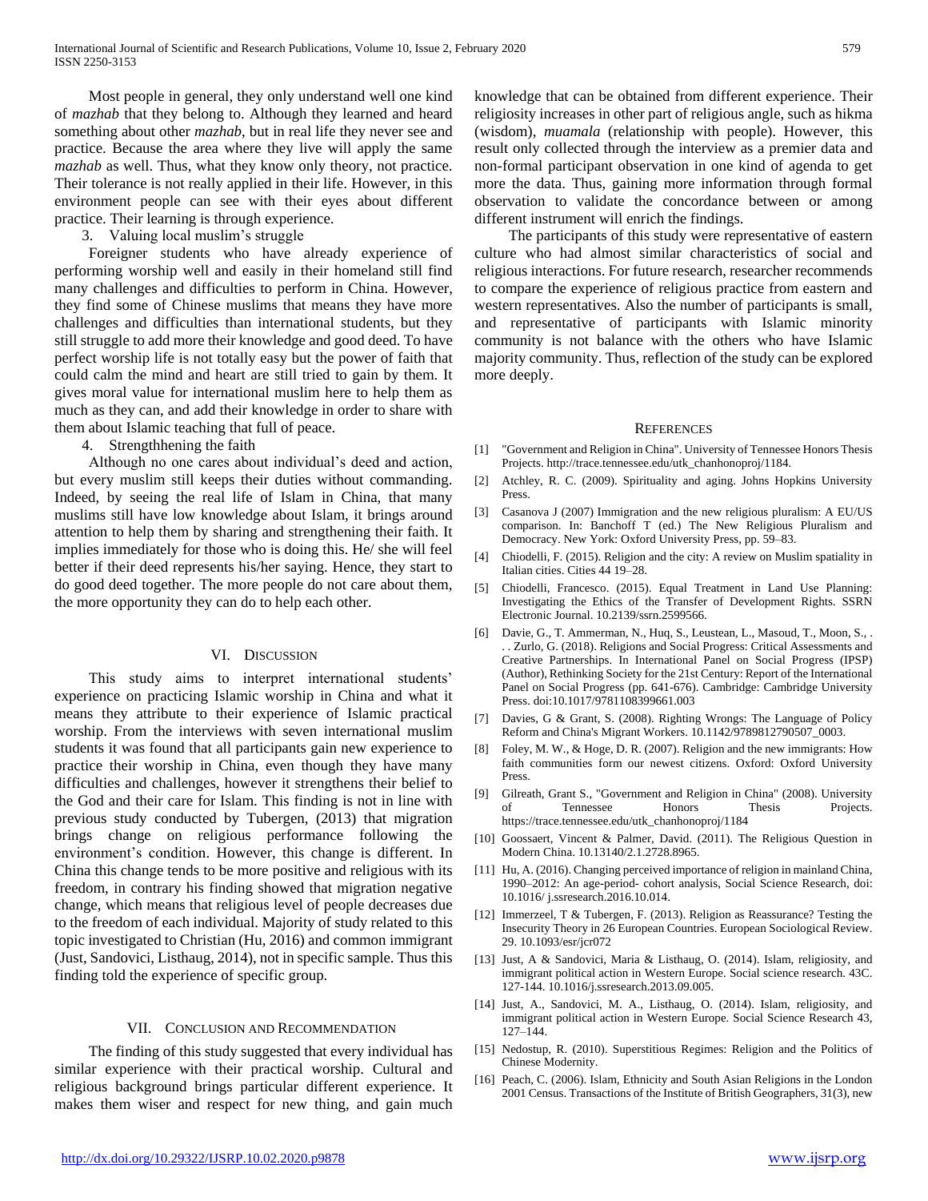Most people in general, they only understand well one kind of *mazhab* that they belong to. Although they learned and heard something about other *mazhab*, but in real life they never see and practice. Because the area where they live will apply the same *mazhab* as well. Thus, what they know only theory, not practice. Their tolerance is not really applied in their life. However, in this environment people can see with their eyes about different practice. Their learning is through experience.

3. Valuing local muslim's struggle

Foreigner students who have already experience of performing worship well and easily in their homeland still find many challenges and difficulties to perform in China. However, they find some of Chinese muslims that means they have more challenges and difficulties than international students, but they still struggle to add more their knowledge and good deed. To have perfect worship life is not totally easy but the power of faith that could calm the mind and heart are still tried to gain by them. It gives moral value for international muslim here to help them as much as they can, and add their knowledge in order to share with them about Islamic teaching that full of peace.

4. Strengthhening the faith

Although no one cares about individual's deed and action, but every muslim still keeps their duties without commanding. Indeed, by seeing the real life of Islam in China, that many muslims still have low knowledge about Islam, it brings around attention to help them by sharing and strengthening their faith. It implies immediately for those who is doing this. He/ she will feel better if their deed represents his/her saying. Hence, they start to do good deed together. The more people do not care about them, the more opportunity they can do to help each other.

## VI. Discussion

This study aims to interpret international students' experience on practicing Islamic worship in China and what it means they attribute to their experience of Islamic practical worship. From the interviews with seven international muslim students it was found that all participants gain new experience to practice their worship in China, even though they have many difficulties and challenges, however it strengthens their belief to the God and their care for Islam. This finding is not in line with previous study conducted by Tubergen, (2013) that migration brings change on religious performance following the environment's condition. However, this change is different. In China this change tends to be more positive and religious with its freedom, in contrary his finding showed that migration negative change, which means that religious level of people decreases due to the freedom of each individual. Majority of study related to this topic investigated to Christian (Hu, 2016) and common immigrant (Just, Sandovici, Listhaug, 2014), not in specific sample. Thus this finding told the experience of specific group.

## VII. Conclusion and Recommendation

The finding of this study suggested that every individual has similar experience with their practical worship. Cultural and religious background brings particular different experience. It makes them wiser and respect for new thing, and gain much knowledge that can be obtained from different experience. Their religiosity increases in other part of religious angle, such as hikma (wisdom), *muamala* (relationship with people). However, this result only collected through the interview as a premier data and non-formal participant observation in one kind of agenda to get more the data. Thus, gaining more information through formal observation to validate the concordance between or among different instrument will enrich the findings.

The participants of this study were representative of eastern culture who had almost similar characteristics of social and religious interactions. For future research, researcher recommends to compare the experience of religious practice from eastern and western representatives. Also the number of participants is small, and representative of participants with Islamic minority community is not balance with the others who have Islamic majority community. Thus, reflection of the study can be explored more deeply.

## References

[1] "Government and Religion in China". University of Tennessee Honors Thesis Projects. http://trace.tennessee.edu/utk_chanhonoproj/1184.

[2] Atchley, R. C. (2009). Spirituality and aging. Johns Hopkins University Press.

[3] Casanova J (2007) Immigration and the new religious pluralism: A EU/US comparison. In: Banchoff T (ed.) The New Religious Pluralism and Democracy. New York: Oxford University Press, pp. 59–83.

[4] Chiodelli, F. (2015). Religion and the city: A review on Muslim spatiality in Italian cities. Cities 44 19–28.

[5] Chiodelli, Francesco. (2015). Equal Treatment in Land Use Planning: Investigating the Ethics of the Transfer of Development Rights. SSRN Electronic Journal. 10.2139/ssrn.2599566.

[6] Davie, G., T. Ammerman, N., Huq, S., Leustean, L., Masoud, T., Moon, S., . . . Zurlo, G. (2018). Religions and Social Progress: Critical Assessments and Creative Partnerships. In International Panel on Social Progress (IPSP) (Author), Rethinking Society for the 21st Century: Report of the International Panel on Social Progress (pp. 641-676). Cambridge: Cambridge University Press. doi:10.1017/9781108399661.003

[7] Davies, G & Grant, S. (2008). Righting Wrongs: The Language of Policy Reform and China's Migrant Workers. 10.1142/9789812790507_0003.

[8] Foley, M. W., & Hoge, D. R. (2007). Religion and the new immigrants: How faith communities form our newest citizens. Oxford: Oxford University Press.

[9] Gilreath, Grant S., "Government and Religion in China" (2008). University of Tennessee Honors Thesis Projects. https://trace.tennessee.edu/utk_chanhonoproj/1184

[10] Goossaert, Vincent & Palmer, David. (2011). The Religious Question in Modern China. 10.13140/2.1.2728.8965.

[11] Hu, A. (2016). Changing perceived importance of religion in mainland China, 1990–2012: An age-period- cohort analysis, Social Science Research, doi: 10.1016/ j.ssresearch.2016.10.014.

[12] Immerzeel, T & Tubergen, F. (2013). Religion as Reassurance? Testing the Insecurity Theory in 26 European Countries. European Sociological Review. 29. 10.1093/esr/jcr072

[13] Just, A & Sandovici, Maria & Listhaug, O. (2014). Islam, religiosity, and immigrant political action in Western Europe. Social science research. 43C. 127-144. 10.1016/j.ssresearch.2013.09.005.

[14] Just, A., Sandovici, M. A., Listhaug, O. (2014). Islam, religiosity, and immigrant political action in Western Europe. Social Science Research 43, 127–144.

[15] Nedostup, R. (2010). Superstitious Regimes: Religion and the Politics of Chinese Modernity.

[16] Peach, C. (2006). Islam, Ethnicity and South Asian Religions in the London 2001 Census. Transactions of the Institute of British Geographers, 31(3), new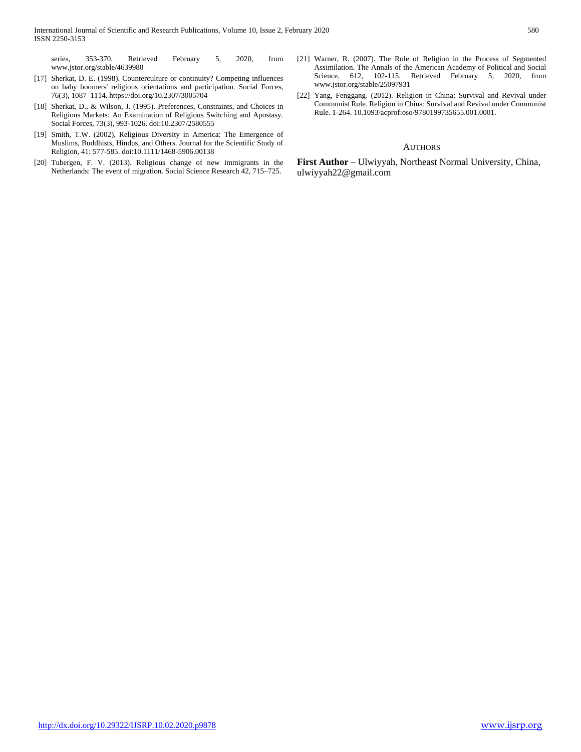series, 353-370. Retrieved February 5, 2020, from www.jstor.org/stable/4639980

[17] Sherkat, D. E. (1998). Counterculture or continuity? Competing influences on baby boomers' religious orientations and participation. Social Forces, 76(3), 1087–1114. https://doi.org/10.2307/3005704

[18] Sherkat, D., & Wilson, J. (1995). Preferences, Constraints, and Choices in Religious Markets: An Examination of Religious Switching and Apostasy. Social Forces, 73(3), 993-1026. doi:10.2307/2580555

[19] Smith, T.W. (2002), Religious Diversity in America: The Emergence of Muslims, Buddhists, Hindus, and Others. Journal for the Scientific Study of Religion, 41: 577-585. doi:10.1111/1468-5906.00138

[20] Tubergen, F. V. (2013). Religious change of new immigrants in the Netherlands: The event of migration. Social Science Research 42, 715–725.

[21] Warner, R. (2007). The Role of Religion in the Process of Segmented Assimilation. The Annals of the American Academy of Political and Social Science, 612, 102-115. Retrieved February 5, 2020, from www.jstor.org/stable/25097931

[22] Yang, Fenggang. (2012). Religion in China: Survival and Revival under Communist Rule. Religion in China: Survival and Revival under Communist Rule. 1-264. 10.1093/acprof:oso/9780199735655.001.0001.

## Authors

**First Author** – Ulwiyyah, Northeast Normal University, China, ulwiyyah22@gmail.com